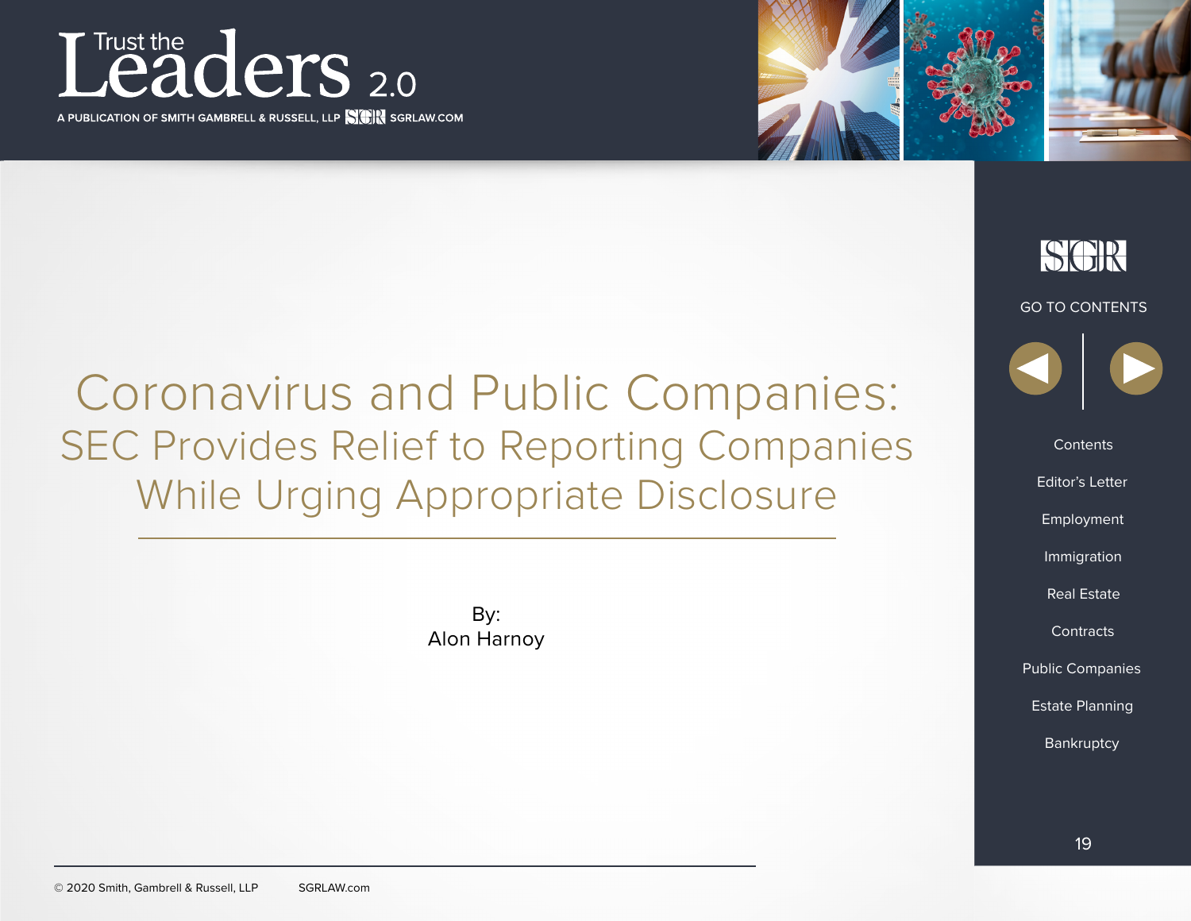# Coronavirus and Public Companies:

## SEC Provides Relief to Reporting Companies While Urging Appropriate Disclosure

By:
Alon Harnoy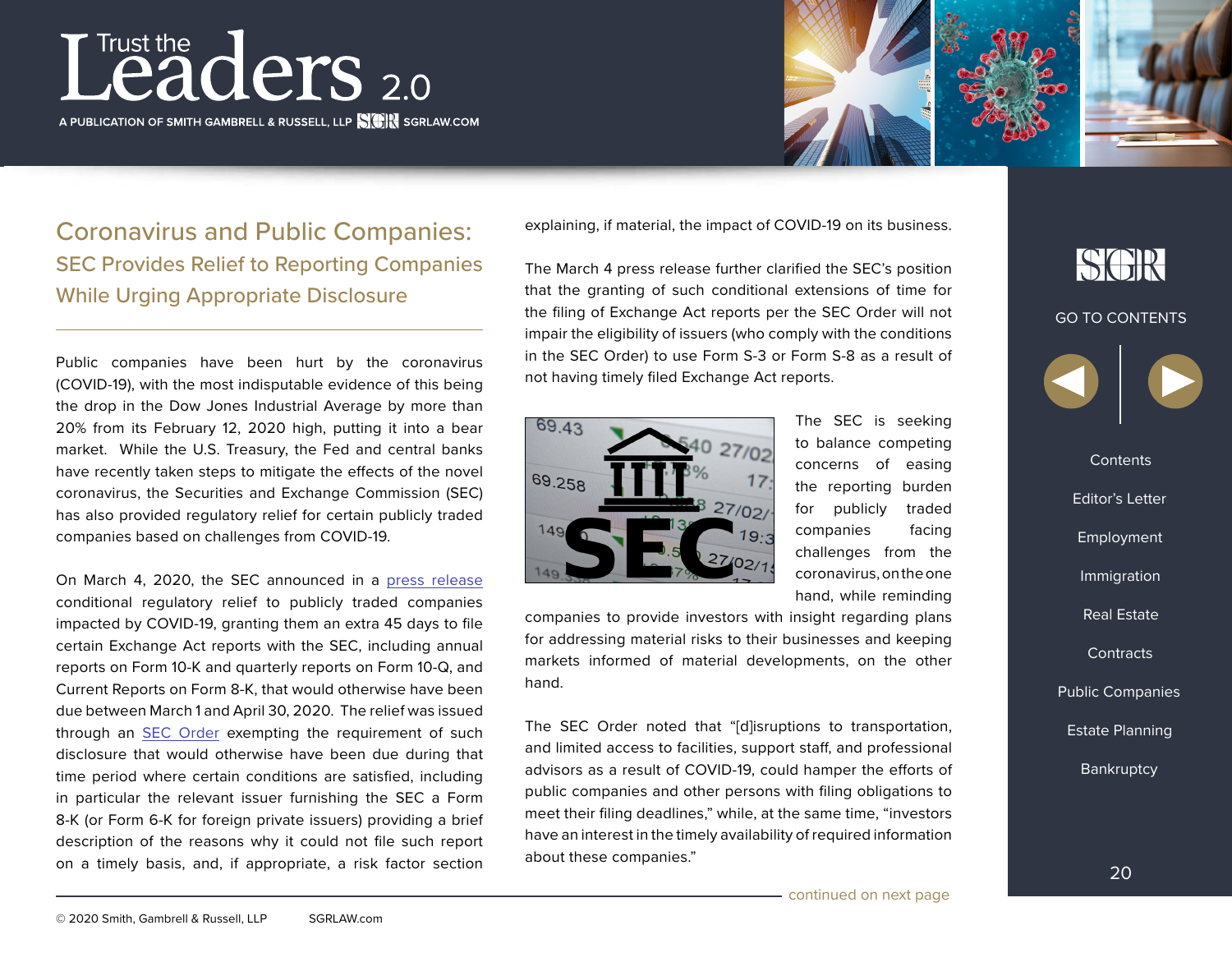# Coronavirus and Public Companies:

## SEC Provides Relief to Reporting Companies While Urging Appropriate Disclosure

Public companies have been hurt by the coronavirus (COVID-19), with the most indisputable evidence of this being the drop in the Dow Jones Industrial Average by more than 20% from its February 12, 2020 high, putting it into a bear market. While the U.S. Treasury, the Fed and central banks have recently taken steps to mitigate the effects of the novel coronavirus, the Securities and Exchange Commission (SEC) has also provided regulatory relief for certain publicly traded companies based on challenges from COVID-19.

On March 4, 2020, the SEC announced in a press release conditional regulatory relief to publicly traded companies impacted by COVID-19, granting them an extra 45 days to file certain Exchange Act reports with the SEC, including annual reports on Form 10-K and quarterly reports on Form 10-Q, and Current Reports on Form 8-K, that would otherwise have been due between March 1 and April 30, 2020. The relief was issued through an SEC Order exempting the requirement of such disclosure that would otherwise have been due during that time period where certain conditions are satisfied, including in particular the relevant issuer furnishing the SEC a Form 8-K (or Form 6-K for foreign private issuers) providing a brief description of the reasons why it could not file such report on a timely basis, and, if appropriate, a risk factor section explaining, if material, the impact of COVID-19 on its business.

The March 4 press release further clarified the SEC's position that the granting of such conditional extensions of time for the filing of Exchange Act reports per the SEC Order will not impair the eligibility of issuers (who comply with the conditions in the SEC Order) to use Form S-3 or Form S-8 as a result of not having timely filed Exchange Act reports.

The SEC is seeking to balance competing concerns of easing the reporting burden for publicly traded companies facing challenges from the coronavirus, on the one hand, while reminding companies to provide investors with insight regarding plans for addressing material risks to their businesses and keeping markets informed of material developments, on the other hand.

The SEC Order noted that "[d]isruptions to transportation, and limited access to facilities, support staff, and professional advisors as a result of COVID-19, could hamper the efforts of public companies and other persons with filing obligations to meet their filing deadlines," while, at the same time, "investors have an interest in the timely availability of required information about these companies."

continued on next page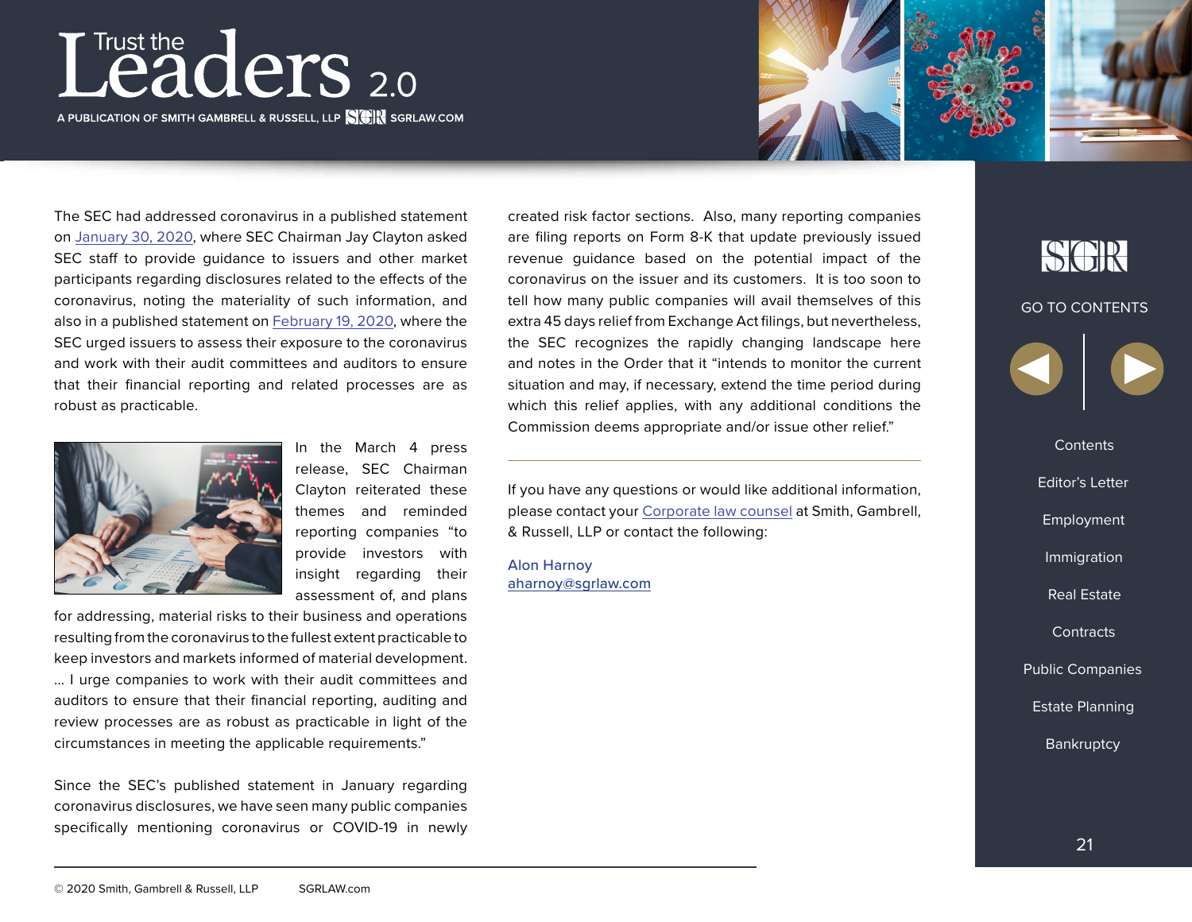The SEC had addressed coronavirus in a published statement on [January 30, 2020](), where SEC Chairman Jay Clayton asked SEC staff to provide guidance to issuers and other market participants regarding disclosures related to the effects of the coronavirus, noting the materiality of such information, and also in a published statement on [February 19, 2020](), where the SEC urged issuers to assess their exposure to the coronavirus and work with their audit committees and auditors to ensure that their financial reporting and related processes are as robust as practicable.

In the March 4 press release, SEC Chairman Clayton reiterated these themes and reminded reporting companies "to provide investors with insight regarding their assessment of, and plans for addressing, material risks to their business and operations resulting from the coronavirus to the fullest extent practicable to keep investors and markets informed of material development. … I urge companies to work with their audit committees and auditors to ensure that their financial reporting, auditing and review processes are as robust as practicable in light of the circumstances in meeting the applicable requirements."

Since the SEC's published statement in January regarding coronavirus disclosures, we have seen many public companies specifically mentioning coronavirus or COVID-19 in newly created risk factor sections. Also, many reporting companies are filing reports on Form 8-K that update previously issued revenue guidance based on the potential impact of the coronavirus on the issuer and its customers. It is too soon to tell how many public companies will avail themselves of this extra 45 days relief from Exchange Act filings, but nevertheless, the SEC recognizes the rapidly changing landscape here and notes in the Order that it "intends to monitor the current situation and may, if necessary, extend the time period during which this relief applies, with any additional conditions the Commission deems appropriate and/or issue other relief."

---

If you have any questions or would like additional information, please contact your [Corporate law counsel]() at Smith, Gambrell, & Russell, LLP or contact the following:

Alon Harnoy
aharnoy@sgrlaw.com